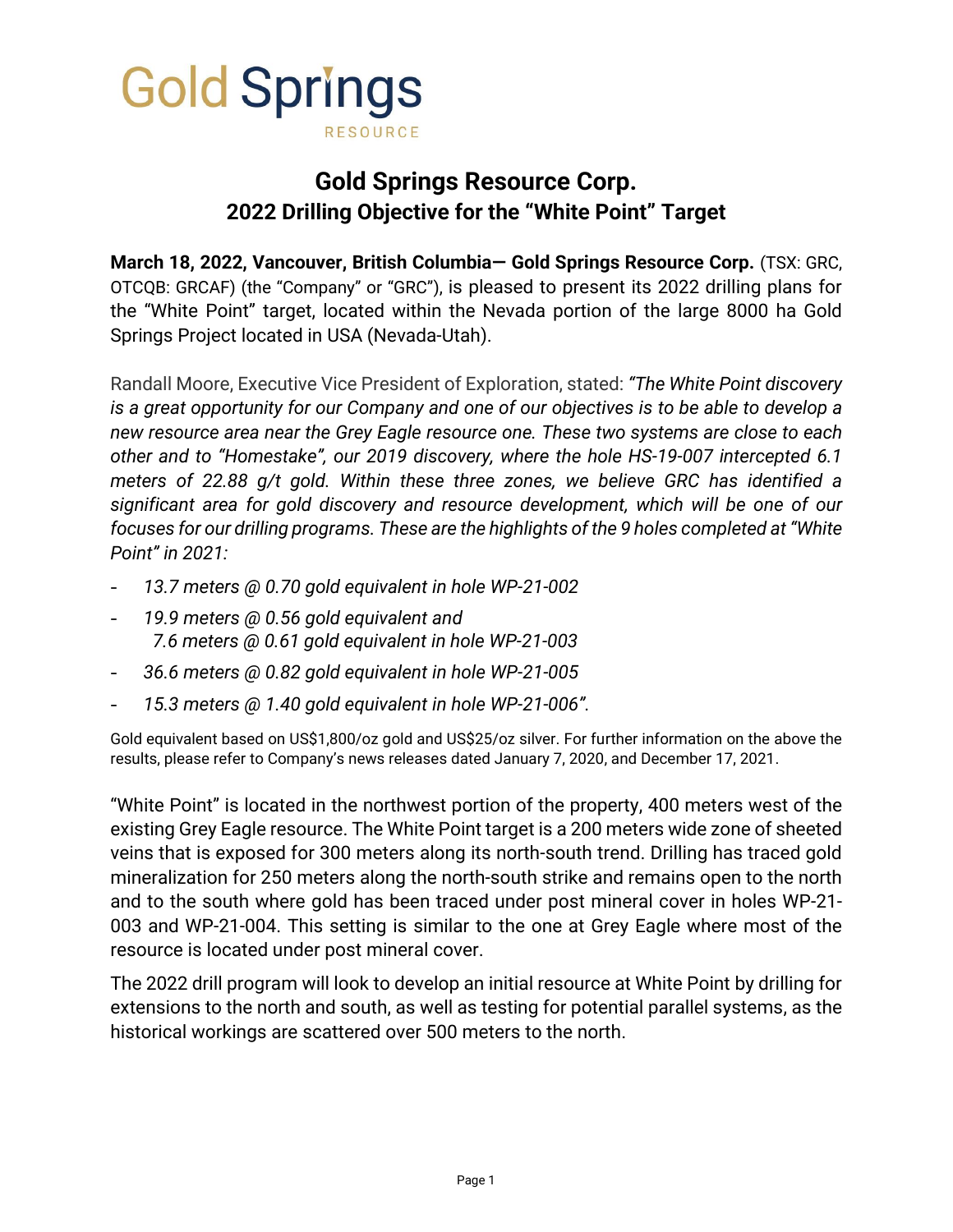Gold Springs RESOURCE

# Gold Springs Resource Corp.
## 2022 Drilling Objective for the "White Point" Target

**March 18, 2022, Vancouver, British Columbia— Gold Springs Resource Corp.** (TSX: GRC, OTCQB: GRCAF) (the "Company" or "GRC"), is pleased to present its 2022 drilling plans for the "White Point" target, located within the Nevada portion of the large 8000 ha Gold Springs Project located in USA (Nevada-Utah).

Randall Moore, Executive Vice President of Exploration, stated: *"The White Point discovery is a great opportunity for our Company and one of our objectives is to be able to develop a new resource area near the Grey Eagle resource one. These two systems are close to each other and to "Homestake", our 2019 discovery, where the hole HS-19-007 intercepted 6.1 meters of 22.88 g/t gold. Within these three zones, we believe GRC has identified a significant area for gold discovery and resource development, which will be one of our focuses for our drilling programs. These are the highlights of the 9 holes completed at "White Point" in 2021:*

- *13.7 meters @ 0.70 gold equivalent in hole WP-21-002*
- *19.9 meters @ 0.56 gold equivalent and*
  *7.6 meters @ 0.61 gold equivalent in hole WP-21-003*
- *36.6 meters @ 0.82 gold equivalent in hole WP-21-005*
- *15.3 meters @ 1.40 gold equivalent in hole WP-21-006".*

Gold equivalent based on US$1,800/oz gold and US$25/oz silver. For further information on the above the results, please refer to Company's news releases dated January 7, 2020, and December 17, 2021.

"White Point" is located in the northwest portion of the property, 400 meters west of the existing Grey Eagle resource. The White Point target is a 200 meters wide zone of sheeted veins that is exposed for 300 meters along its north-south trend. Drilling has traced gold mineralization for 250 meters along the north-south strike and remains open to the north and to the south where gold has been traced under post mineral cover in holes WP-21-003 and WP-21-004. This setting is similar to the one at Grey Eagle where most of the resource is located under post mineral cover.

The 2022 drill program will look to develop an initial resource at White Point by drilling for extensions to the north and south, as well as testing for potential parallel systems, as the historical workings are scattered over 500 meters to the north.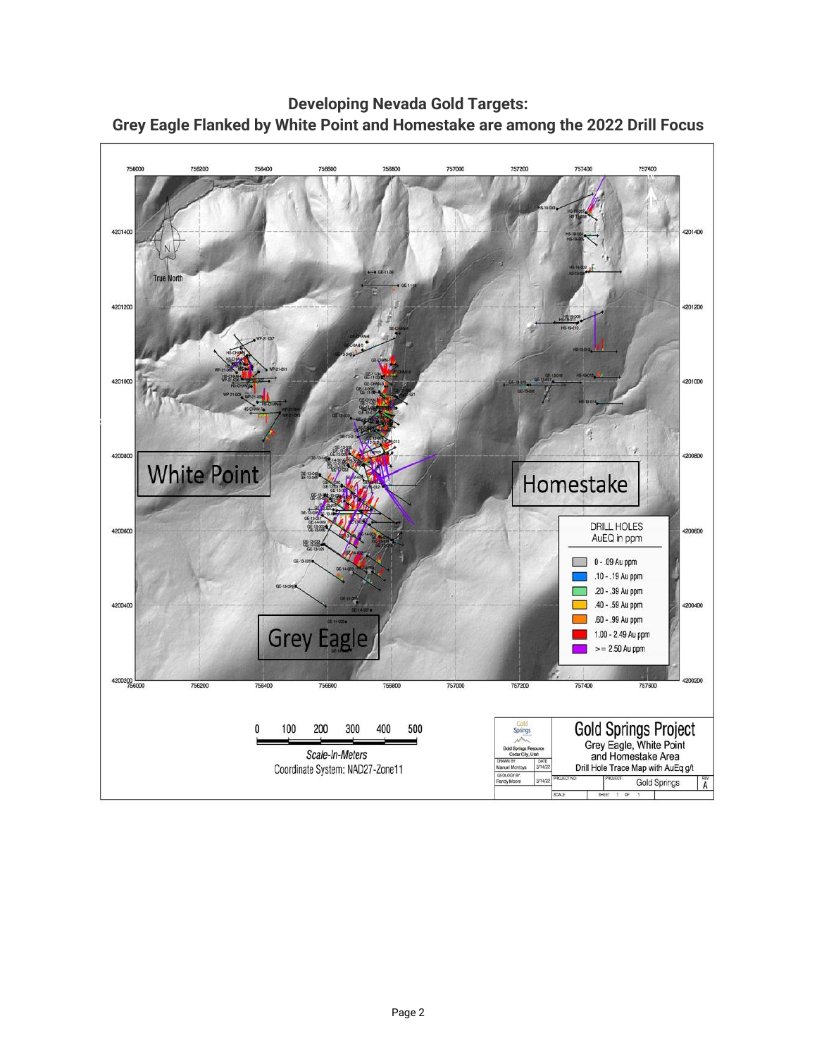**Developing Nevada Gold Targets:**
**Grey Eagle Flanked by White Point and Homestake are among the 2022 Drill Focus**

White Point

Homestake

Grey Eagle

DRILL HOLES
AuEQ in ppm

- 0 - .09 Au ppm
- .10 - .19 Au ppm
- .20 - .39 Au ppm
- .40 - .59 Au ppm
- .60 - .99 Au ppm
- 1.00 - 2.49 Au ppm
- >= 2.50 Au ppm

0 100 200 300 400 500
Scale-In-Meters
Coordinate System: NAD27-Zone11

Gold Springs Project
Grey Eagle, White Point and Homestake Area
Drill Hole Trace Map with AuEq g/t

Gold Springs Resource, Cedar City, Utah
DRAWN BY: Manuel Montoya DATE: 3/14/22
GEOLOGY BY: Randy Moore 3/14/22
PROJECT: Gold Springs REV A
SHEET 1 OF 1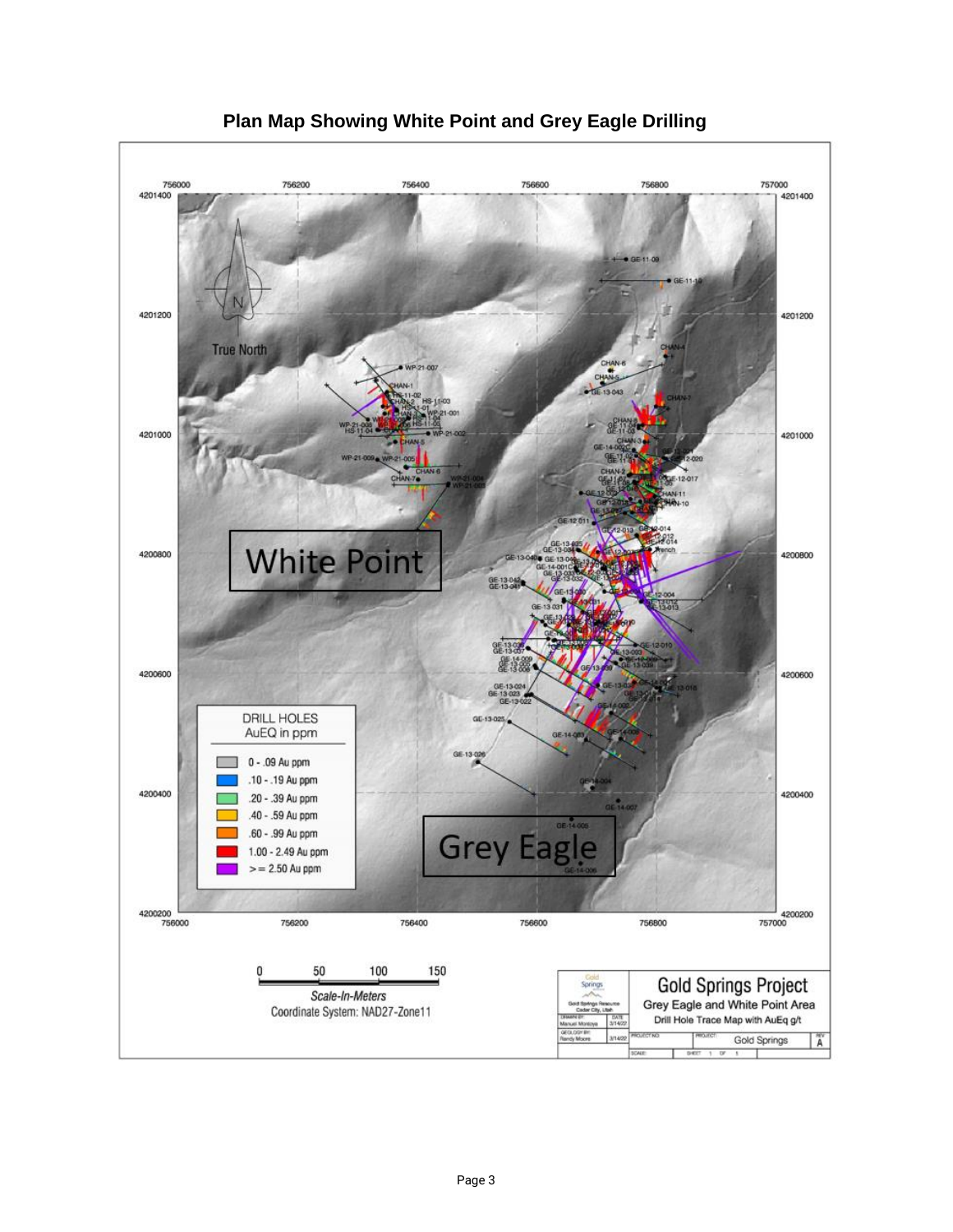## Plan Map Showing White Point and Grey Eagle Drilling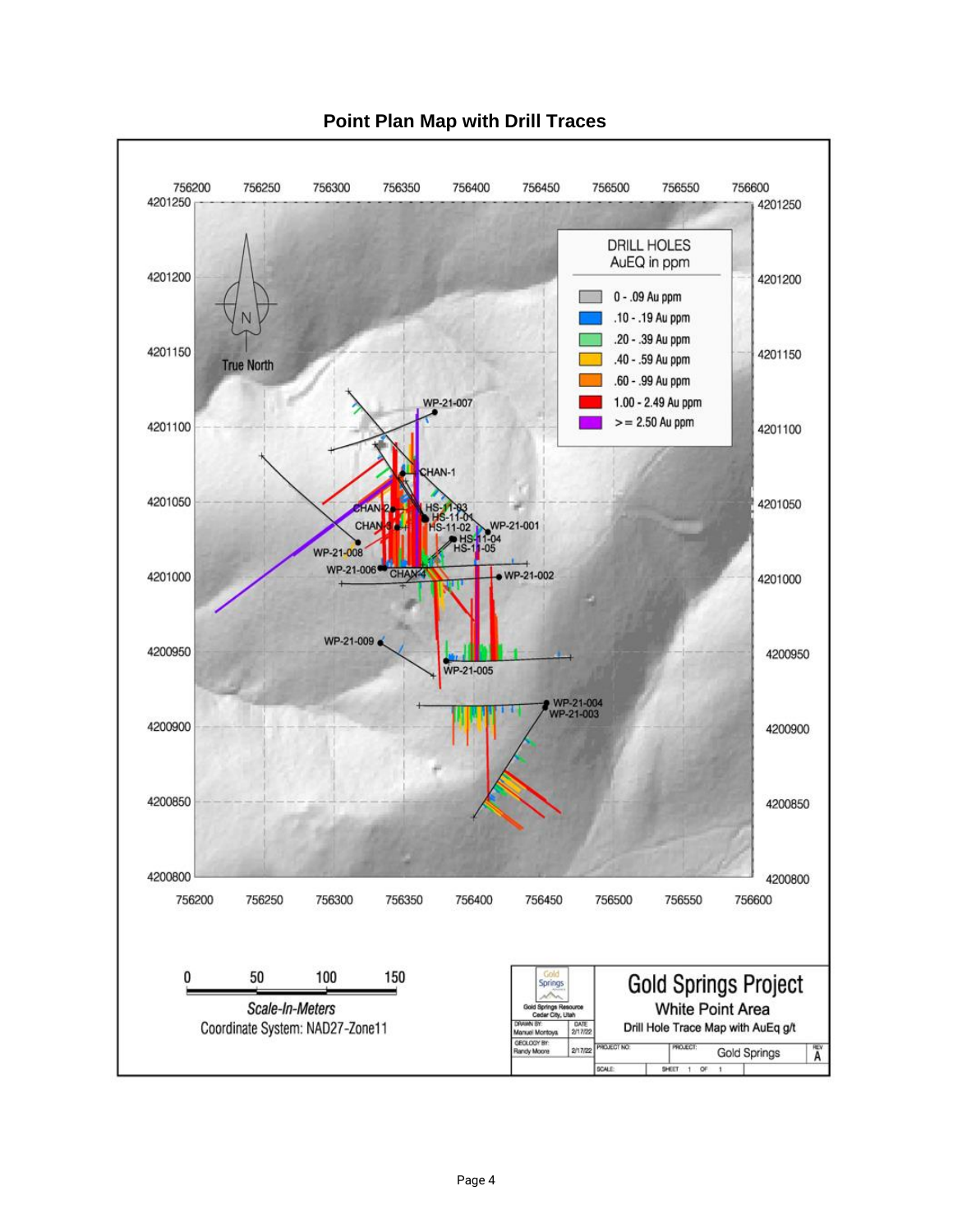# Point Plan Map with Drill Traces

DRILL HOLES
AuEQ in ppm

- 0 - .09 Au ppm
- .10 - .19 Au ppm
- .20 - .39 Au ppm
- .40 - .59 Au ppm
- .60 - .99 Au ppm
- 1.00 - 2.49 Au ppm
- >= 2.50 Au ppm

True North

Scale-In-Meters (0, 50, 100, 150)

Coordinate System: NAD27-Zone11

Gold Springs Project
White Point Area
Drill Hole Trace Map with AuEq g/t

Gold Springs Resource, Cedar City, Utah
DRAWN BY: Manuel Montoya — DATE: 2/17/22
GEOLOGY BY: Randy Moore — 2/17/22
PROJECT: Gold Springs — REV A
SHEET 1 OF 1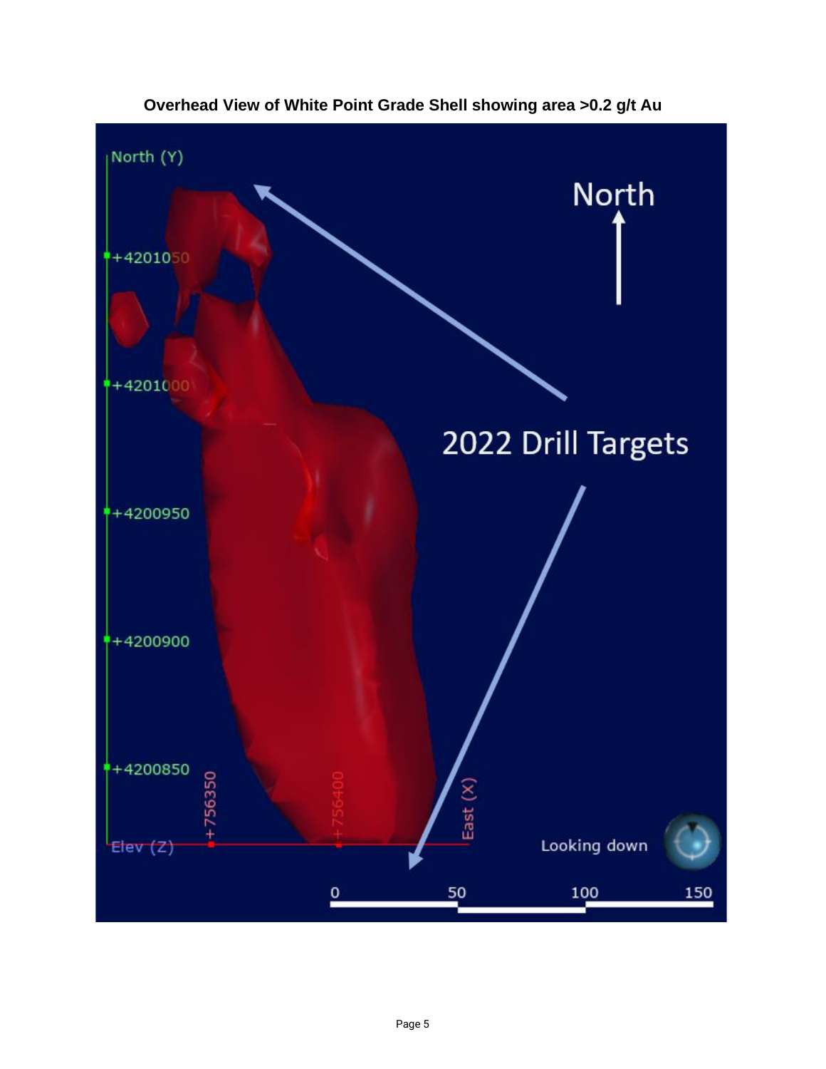**Overhead View of White Point Grade Shell showing area >0.2 g/t Au**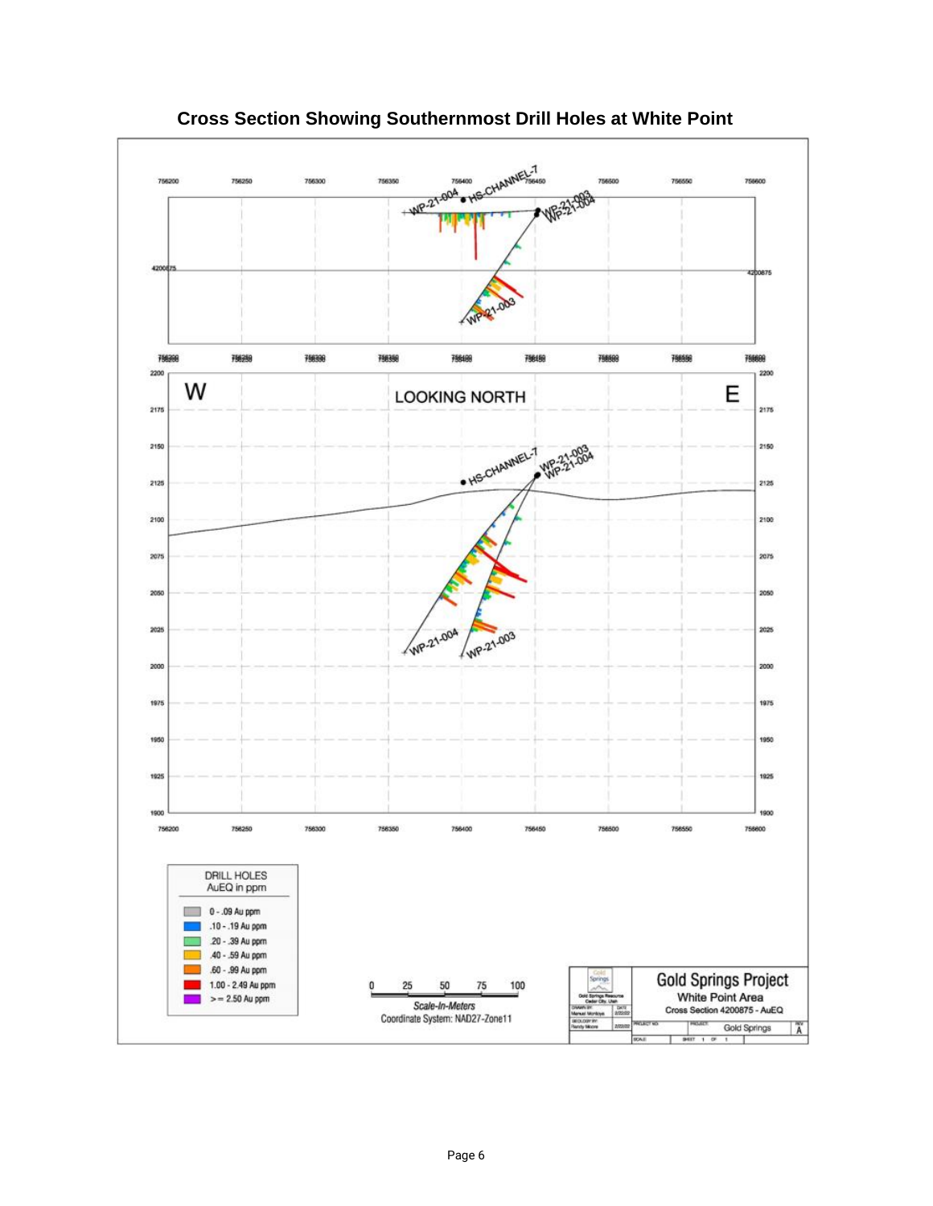**Cross Section Showing Southernmost Drill Holes at White Point**

756200 756250 756300 756350 756400 756450 756500 756550 756600

WP-21-004 HS-CHANNEL-7 WP-21-003 WP-21-004

4200875 4200875

WP-21-003

W LOOKING NORTH E

2200 2175 2150 2125 2100 2075 2050 2025 2000 1975 1950 1925 1900

HS-CHANNEL-7 WP-21-003 WP-21-004

WP-21-004 WP-21-003

DRILL HOLES
AuEQ in ppm

- 0 - .09 Au ppm
- .10 - .19 Au ppm
- .20 - .39 Au ppm
- .40 - .59 Au ppm
- .60 - .99 Au ppm
- 1.00 - 2.49 Au ppm
- >= 2.50 Au ppm

0 25 50 75 100
*Scale-In-Meters*
Coordinate System: NAD27-Zone11

Gold Springs Resource
Cedar City, Utah

DRAWN BY: Manuel Montoya DATE: 2/22/22
GEOLOGY BY: Randy Moore 2/22/22

**Gold Springs Project**
White Point Area
Cross Section 4200875 - AuEQ

PROJECT: Gold Springs REV: A
SHEET 1 OF 1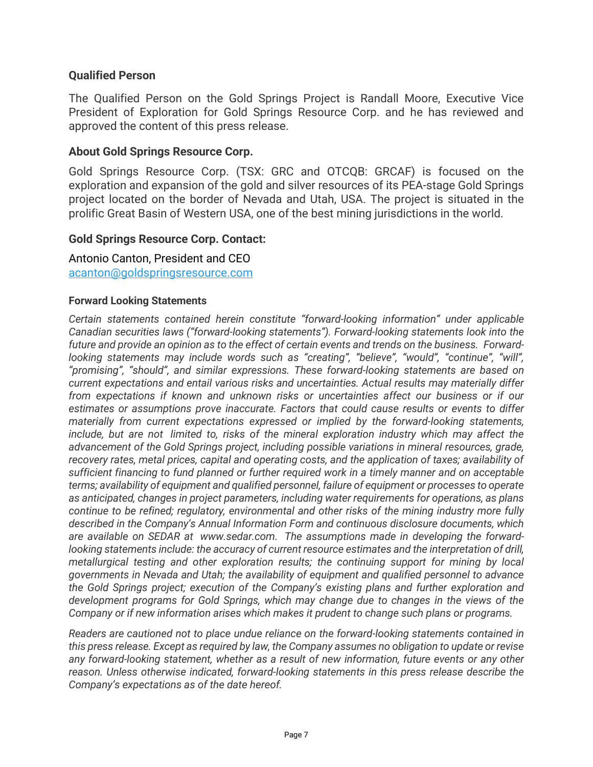### Qualified Person

The Qualified Person on the Gold Springs Project is Randall Moore, Executive Vice President of Exploration for Gold Springs Resource Corp. and he has reviewed and approved the content of this press release.

### About Gold Springs Resource Corp.

Gold Springs Resource Corp. (TSX: GRC and OTCQB: GRCAF) is focused on the exploration and expansion of the gold and silver resources of its PEA-stage Gold Springs project located on the border of Nevada and Utah, USA. The project is situated in the prolific Great Basin of Western USA, one of the best mining jurisdictions in the world.

### Gold Springs Resource Corp. Contact:

Antonio Canton, President and CEO
acanton@goldspringsresource.com

#### Forward Looking Statements

*Certain statements contained herein constitute "forward-looking information" under applicable Canadian securities laws ("forward-looking statements"). Forward-looking statements look into the future and provide an opinion as to the effect of certain events and trends on the business. Forward-looking statements may include words such as "creating", "believe", "would", "continue", "will", "promising", "should", and similar expressions. These forward-looking statements are based on current expectations and entail various risks and uncertainties. Actual results may materially differ from expectations if known and unknown risks or uncertainties affect our business or if our estimates or assumptions prove inaccurate. Factors that could cause results or events to differ materially from current expectations expressed or implied by the forward-looking statements, include, but are not limited to, risks of the mineral exploration industry which may affect the advancement of the Gold Springs project, including possible variations in mineral resources, grade, recovery rates, metal prices, capital and operating costs, and the application of taxes; availability of sufficient financing to fund planned or further required work in a timely manner and on acceptable terms; availability of equipment and qualified personnel, failure of equipment or processes to operate as anticipated, changes in project parameters, including water requirements for operations, as plans continue to be refined; regulatory, environmental and other risks of the mining industry more fully described in the Company's Annual Information Form and continuous disclosure documents, which are available on SEDAR at www.sedar.com. The assumptions made in developing the forward-looking statements include: the accuracy of current resource estimates and the interpretation of drill, metallurgical testing and other exploration results; the continuing support for mining by local governments in Nevada and Utah; the availability of equipment and qualified personnel to advance the Gold Springs project; execution of the Company's existing plans and further exploration and development programs for Gold Springs, which may change due to changes in the views of the Company or if new information arises which makes it prudent to change such plans or programs.*

*Readers are cautioned not to place undue reliance on the forward-looking statements contained in this press release. Except as required by law, the Company assumes no obligation to update or revise any forward-looking statement, whether as a result of new information, future events or any other reason. Unless otherwise indicated, forward-looking statements in this press release describe the Company's expectations as of the date hereof.*